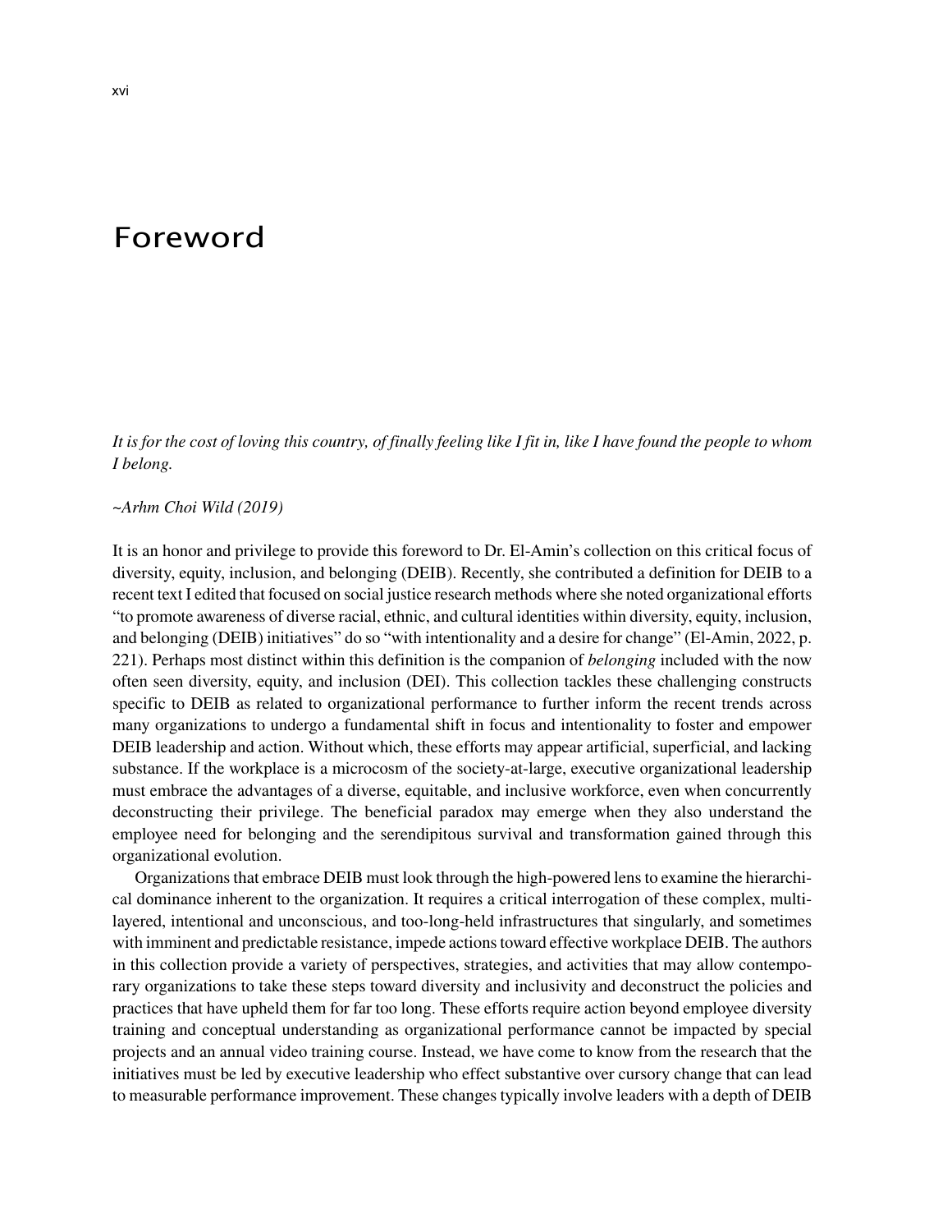# Foreword

*It is for the cost of loving this country, of finally feeling like I fit in, like I have found the people to whom I belong.*

*~Arhm Choi Wild (2019)*

It is an honor and privilege to provide this foreword to Dr. El-Amin's collection on this critical focus of diversity, equity, inclusion, and belonging (DEIB). Recently, she contributed a definition for DEIB to a recent text I edited that focused on social justice research methods where she noted organizational efforts "to promote awareness of diverse racial, ethnic, and cultural identities within diversity, equity, inclusion, and belonging (DEIB) initiatives" do so "with intentionality and a desire for change" (El-Amin, 2022, p. 221). Perhaps most distinct within this definition is the companion of *belonging* included with the now often seen diversity, equity, and inclusion (DEI). This collection tackles these challenging constructs specific to DEIB as related to organizational performance to further inform the recent trends across many organizations to undergo a fundamental shift in focus and intentionality to foster and empower DEIB leadership and action. Without which, these efforts may appear artificial, superficial, and lacking substance. If the workplace is a microcosm of the society-at-large, executive organizational leadership must embrace the advantages of a diverse, equitable, and inclusive workforce, even when concurrently deconstructing their privilege. The beneficial paradox may emerge when they also understand the employee need for belonging and the serendipitous survival and transformation gained through this organizational evolution.

Organizations that embrace DEIB must look through the high-powered lens to examine the hierarchical dominance inherent to the organization. It requires a critical interrogation of these complex, multi-layered, intentional and unconscious, and too-long-held infrastructures that singularly, and sometimes with imminent and predictable resistance, impede actions toward effective workplace DEIB. The authors in this collection provide a variety of perspectives, strategies, and activities that may allow contemporary organizations to take these steps toward diversity and inclusivity and deconstruct the policies and practices that have upheld them for far too long. These efforts require action beyond employee diversity training and conceptual understanding as organizational performance cannot be impacted by special projects and an annual video training course. Instead, we have come to know from the research that the initiatives must be led by executive leadership who effect substantive over cursory change that can lead to measurable performance improvement. These changes typically involve leaders with a depth of DEIB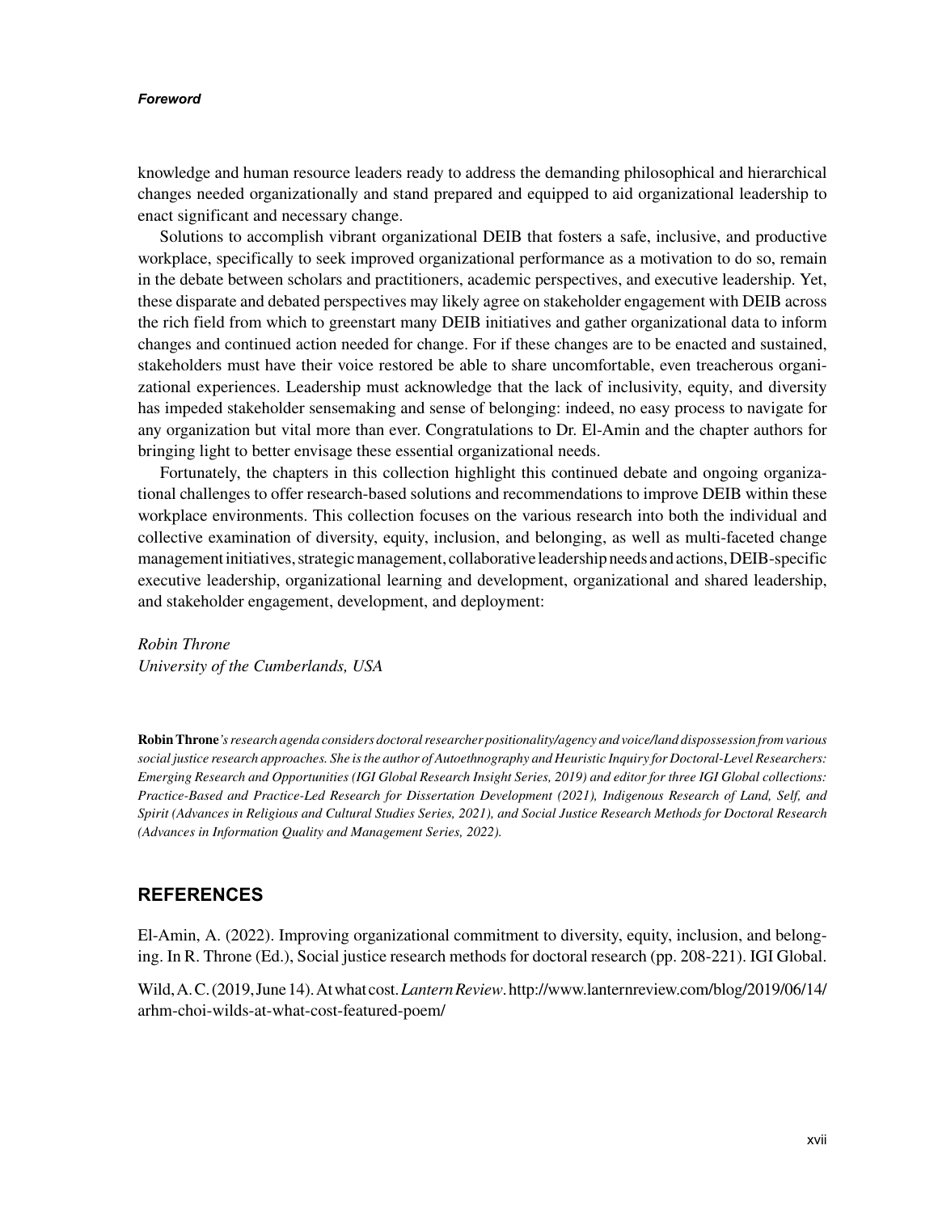knowledge and human resource leaders ready to address the demanding philosophical and hierarchical changes needed organizationally and stand prepared and equipped to aid organizational leadership to enact significant and necessary change.

Solutions to accomplish vibrant organizational DEIB that fosters a safe, inclusive, and productive workplace, specifically to seek improved organizational performance as a motivation to do so, remain in the debate between scholars and practitioners, academic perspectives, and executive leadership. Yet, these disparate and debated perspectives may likely agree on stakeholder engagement with DEIB across the rich field from which to greenstart many DEIB initiatives and gather organizational data to inform changes and continued action needed for change. For if these changes are to be enacted and sustained, stakeholders must have their voice restored be able to share uncomfortable, even treacherous organizational experiences. Leadership must acknowledge that the lack of inclusivity, equity, and diversity has impeded stakeholder sensemaking and sense of belonging: indeed, no easy process to navigate for any organization but vital more than ever. Congratulations to Dr. El-Amin and the chapter authors for bringing light to better envisage these essential organizational needs.

Fortunately, the chapters in this collection highlight this continued debate and ongoing organizational challenges to offer research-based solutions and recommendations to improve DEIB within these workplace environments. This collection focuses on the various research into both the individual and collective examination of diversity, equity, inclusion, and belonging, as well as multi-faceted change management initiatives, strategic management, collaborative leadership needs and actions, DEIB-specific executive leadership, organizational learning and development, organizational and shared leadership, and stakeholder engagement, development, and deployment:

*Robin Throne*
*University of the Cumberlands, USA*

**Robin Throne***'s research agenda considers doctoral researcher positionality/agency and voice/land dispossession from various social justice research approaches. She is the author of Autoethnography and Heuristic Inquiry for Doctoral-Level Researchers: Emerging Research and Opportunities (IGI Global Research Insight Series, 2019) and editor for three IGI Global collections: Practice-Based and Practice-Led Research for Dissertation Development (2021), Indigenous Research of Land, Self, and Spirit (Advances in Religious and Cultural Studies Series, 2021), and Social Justice Research Methods for Doctoral Research (Advances in Information Quality and Management Series, 2022).*

## REFERENCES

El-Amin, A. (2022). Improving organizational commitment to diversity, equity, inclusion, and belonging. In R. Throne (Ed.), Social justice research methods for doctoral research (pp. 208-221). IGI Global.

Wild, A. C. (2019, June 14). At what cost. *Lantern Review*. http://www.lanternreview.com/blog/2019/06/14/arhm-choi-wilds-at-what-cost-featured-poem/